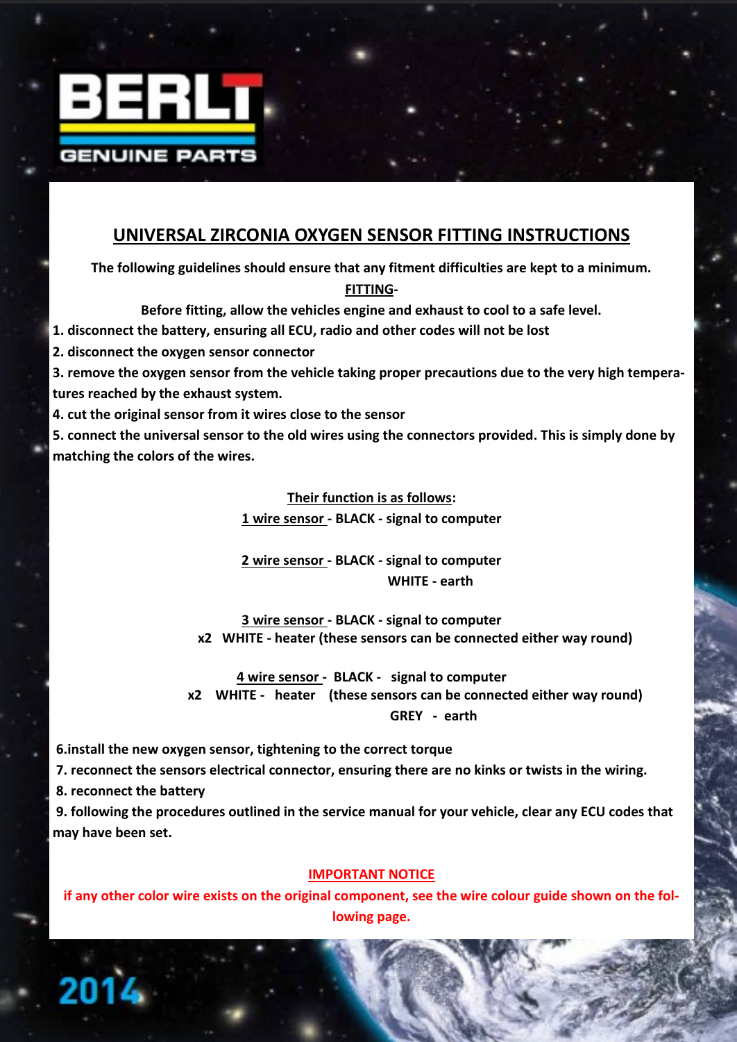BERLT

GENUINE PARTS

# UNIVERSAL ZIRCONIA OXYGEN SENSOR FITTING INSTRUCTIONS

**The following guidelines should ensure that any fitment difficulties are kept to a minimum.**

**FITTING-**

**Before fitting, allow the vehicles engine and exhaust to cool to a safe level.**

**1. disconnect the battery, ensuring all ECU, radio and other codes will not be lost**

**2. disconnect the oxygen sensor connector**

**3. remove the oxygen sensor from the vehicle taking proper precautions due to the very high temperatures reached by the exhaust system.**

**4. cut the original sensor from it wires close to the sensor**

**5. connect the universal sensor to the old wires using the connectors provided. This is simply done by matching the colors of the wires.**

**Their function is as follows:**

**1 wire sensor - BLACK - signal to computer**

**2 wire sensor - BLACK - signal to computer**
**WHITE - earth**

**3 wire sensor - BLACK - signal to computer**
**x2 WHITE - heater (these sensors can be connected either way round)**

**4 wire sensor - BLACK - signal to computer**
**x2 WHITE - heater (these sensors can be connected either way round)**
**GREY - earth**

**6.install the new oxygen sensor, tightening to the correct torque**

**7. reconnect the sensors electrical connector, ensuring there are no kinks or twists in the wiring.**

**8. reconnect the battery**

**9. following the procedures outlined in the service manual for your vehicle, clear any ECU codes that may have been set.**

**IMPORTANT NOTICE**

**if any other color wire exists on the original component, see the wire colour guide shown on the following page.**

2014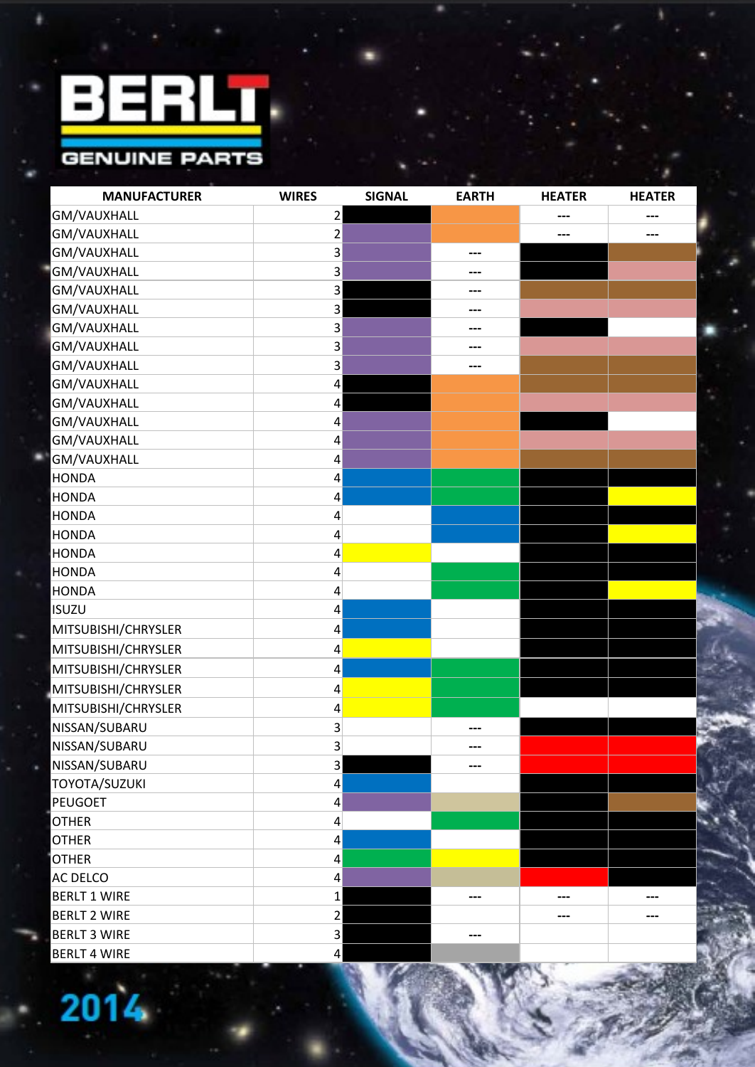# BERLT

GENUINE PARTS

| MANUFACTURER | WIRES | SIGNAL | EARTH | HEATER | HEATER |
|---|---|---|---|---|---|
| GM/VAUXHALL | 2 | | | --- | --- |
| GM/VAUXHALL | 2 | | | --- | --- |
| GM/VAUXHALL | 3 | | --- | | |
| GM/VAUXHALL | 3 | | --- | | |
| GM/VAUXHALL | 3 | | --- | | |
| GM/VAUXHALL | 3 | | --- | | |
| GM/VAUXHALL | 3 | | --- | | |
| GM/VAUXHALL | 3 | | --- | | |
| GM/VAUXHALL | 3 | | --- | | |
| GM/VAUXHALL | 4 | | | | |
| GM/VAUXHALL | 4 | | | | |
| GM/VAUXHALL | 4 | | | | |
| GM/VAUXHALL | 4 | | | | |
| GM/VAUXHALL | 4 | | | | |
| HONDA | 4 | | | | |
| HONDA | 4 | | | | |
| HONDA | 4 | | | | |
| HONDA | 4 | | | | |
| HONDA | 4 | | | | |
| HONDA | 4 | | | | |
| HONDA | 4 | | | | |
| ISUZU | 4 | | | | |
| MITSUBISHI/CHRYSLER | 4 | | | | |
| MITSUBISHI/CHRYSLER | 4 | | | | |
| MITSUBISHI/CHRYSLER | 4 | | | | |
| MITSUBISHI/CHRYSLER | 4 | | | | |
| MITSUBISHI/CHRYSLER | 4 | | | | |
| NISSAN/SUBARU | 3 | | --- | | |
| NISSAN/SUBARU | 3 | | --- | | |
| NISSAN/SUBARU | 3 | | --- | | |
| TOYOTA/SUZUKI | 4 | | | | |
| PEUGOET | 4 | | | | |
| OTHER | 4 | | | | |
| OTHER | 4 | | | | |
| OTHER | 4 | | | | |
| AC DELCO | 4 | | | | |
| BERLT 1 WIRE | 1 | | --- | --- | --- |
| BERLT 2 WIRE | 2 | | | --- | --- |
| BERLT 3 WIRE | 3 | | --- | | |
| BERLT 4 WIRE | 4 | | | | |

2014